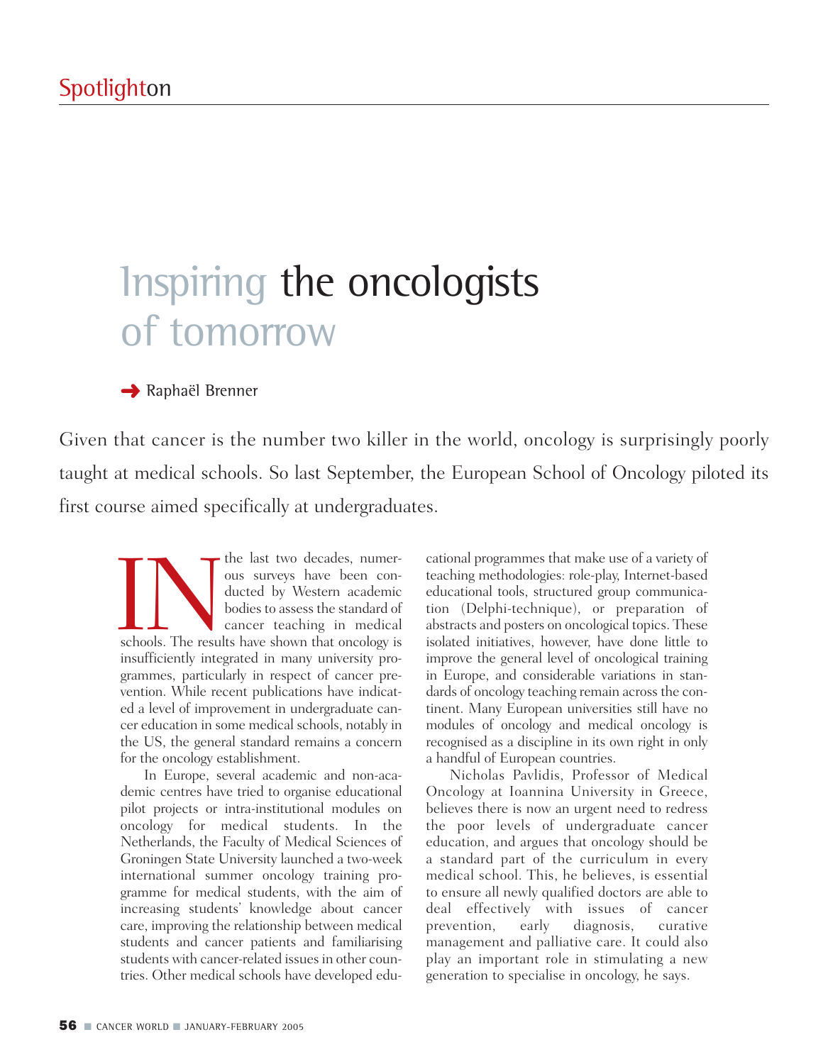# Spotlight on

# Inspiring the oncologists of tomorrow

→ Raphaël Brenner

Given that cancer is the number two killer in the world, oncology is surprisingly poorly taught at medical schools. So last September, the European School of Oncology piloted its first course aimed specifically at undergraduates.

IN the last two decades, numerous surveys have been conducted by Western academic bodies to assess the standard of cancer teaching in medical schools. The results have shown that oncology is insufficiently integrated in many university programmes, particularly in respect of cancer prevention. While recent publications have indicated a level of improvement in undergraduate cancer education in some medical schools, notably in the US, the general standard remains a concern for the oncology establishment.

In Europe, several academic and non-academic centres have tried to organise educational pilot projects or intra-institutional modules on oncology for medical students. In the Netherlands, the Faculty of Medical Sciences of Groningen State University launched a two-week international summer oncology training programme for medical students, with the aim of increasing students' knowledge about cancer care, improving the relationship between medical students and cancer patients and familiarising students with cancer-related issues in other countries. Other medical schools have developed educational programmes that make use of a variety of teaching methodologies: role-play, Internet-based educational tools, structured group communication (Delphi-technique), or preparation of abstracts and posters on oncological topics. These isolated initiatives, however, have done little to improve the general level of oncological training in Europe, and considerable variations in standards of oncology teaching remain across the continent. Many European universities still have no modules of oncology and medical oncology is recognised as a discipline in its own right in only a handful of European countries.

Nicholas Pavlidis, Professor of Medical Oncology at Ioannina University in Greece, believes there is now an urgent need to redress the poor levels of undergraduate cancer education, and argues that oncology should be a standard part of the curriculum in every medical school. This, he believes, is essential to ensure all newly qualified doctors are able to deal effectively with issues of cancer prevention, early diagnosis, curative management and palliative care. It could also play an important role in stimulating a new generation to specialise in oncology, he says.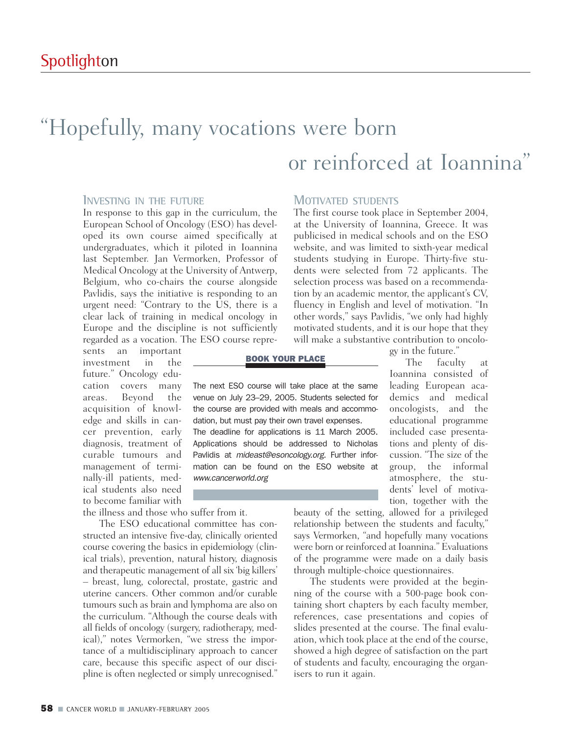# "Hopefully, many vocations were born or reinforced at Ioannina"

### Investing in the future

In response to this gap in the curriculum, the European School of Oncology (ESO) has developed its own course aimed specifically at undergraduates, which it piloted in Ioannina last September. Jan Vermorken, Professor of Medical Oncology at the University of Antwerp, Belgium, who co-chairs the course alongside Pavlidis, says the initiative is responding to an urgent need: "Contrary to the US, there is a clear lack of training in medical oncology in Europe and the discipline is not sufficiently regarded as a vocation. The ESO course represents an important investment in the future." Oncology education covers many areas. Beyond the acquisition of knowledge and skills in cancer prevention, early diagnosis, treatment of curable tumours and management of terminally-ill patients, medical students also need to become familiar with the illness and those who suffer from it.

The ESO educational committee has constructed an intensive five-day, clinically oriented course covering the basics in epidemiology (clinical trials), prevention, natural history, diagnosis and therapeutic management of all six 'big killers' – breast, lung, colorectal, prostate, gastric and uterine cancers. Other common and/or curable tumours such as brain and lymphoma are also on the curriculum. "Although the course deals with all fields of oncology (surgery, radiotherapy, medical)," notes Vermorken, "we stress the importance of a multidisciplinary approach to cancer care, because this specific aspect of our discipline is often neglected or simply unrecognised."

### Motivated students

The first course took place in September 2004, at the University of Ioannina, Greece. It was publicised in medical schools and on the ESO website, and was limited to sixth-year medical students studying in Europe. Thirty-five students were selected from 72 applicants. The selection process was based on a recommendation by an academic mentor, the applicant's CV, fluency in English and level of motivation. "In other words," says Pavlidis, "we only had highly motivated students, and it is our hope that they will make a substantive contribution to oncology in the future."

The faculty at Ioannina consisted of leading European academics and medical oncologists, and the educational programme included case presentations and plenty of discussion. "The size of the group, the informal atmosphere, the students' level of motivation, together with the beauty of the setting, allowed for a privileged relationship between the students and faculty," says Vermorken, "and hopefully many vocations were born or reinforced at Ioannina." Evaluations of the programme were made on a daily basis through multiple-choice questionnaires.

The students were provided at the beginning of the course with a 500-page book containing short chapters by each faculty member, references, case presentations and copies of slides presented at the course. The final evaluation, which took place at the end of the course, showed a high degree of satisfaction on the part of students and faculty, encouraging the organisers to run it again.

**BOOK YOUR PLACE**

The next ESO course will take place at the same venue on July 23–29, 2005. Students selected for the course are provided with meals and accommodation, but must pay their own travel expenses.
The deadline for applications is 11 March 2005. Applications should be addressed to Nicholas Pavlidis at *mideast@esoncology.org*. Further information can be found on the ESO website at *www.cancerworld.org*